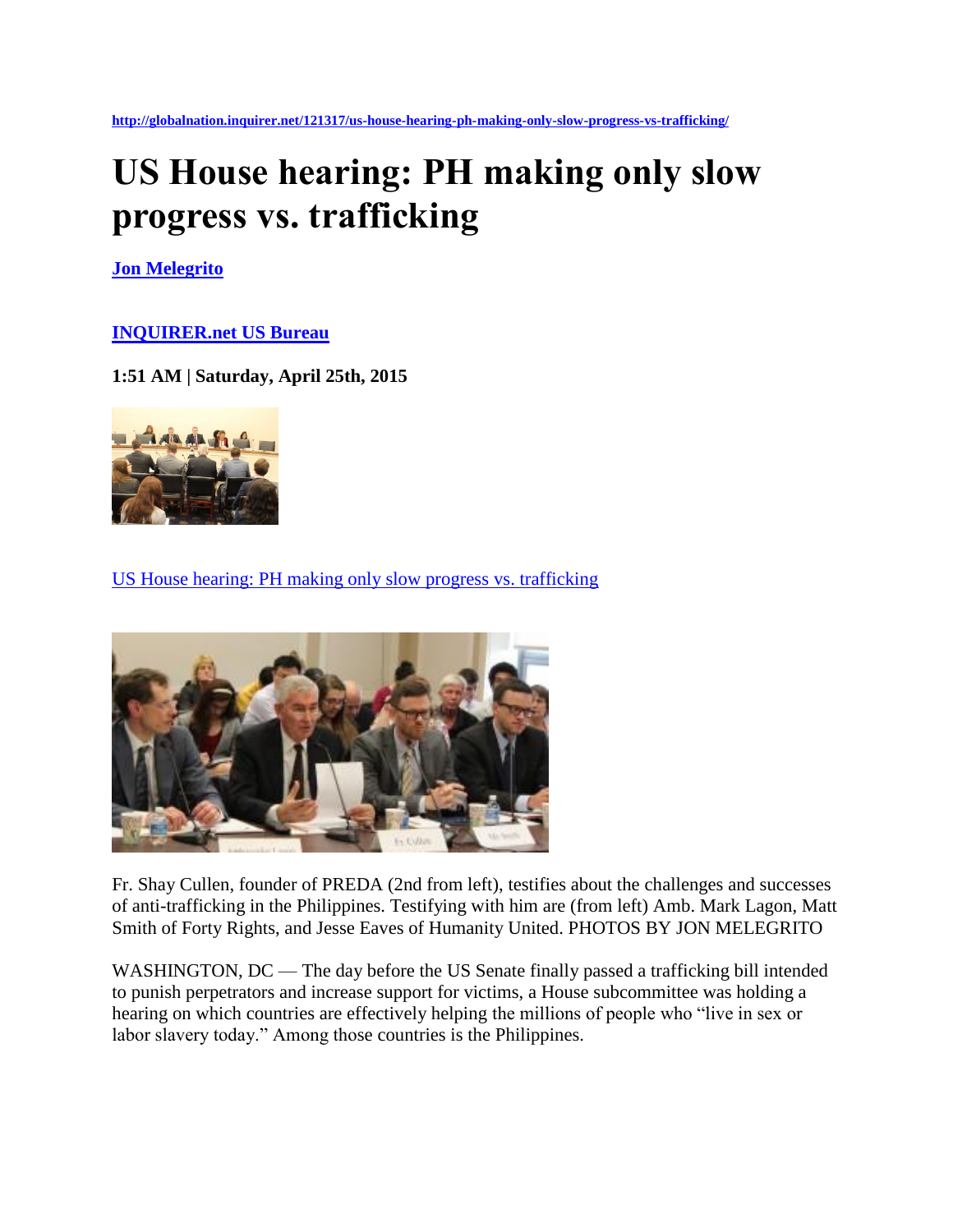http://globalnation.inquirer.net/121317/us-house-hearing-ph-making-only-slow-progress-vs-trafficking/

# US House hearing: PH making only slow progress vs. trafficking

**Jon Melegrito**

**INQUIRER.net US Bureau**

**1:51 AM | Saturday, April 25th, 2015**

US House hearing: PH making only slow progress vs. trafficking

Fr. Shay Cullen, founder of PREDA (2nd from left), testifies about the challenges and successes of anti-trafficking in the Philippines. Testifying with him are (from left) Amb. Mark Lagon, Matt Smith of Forty Rights, and Jesse Eaves of Humanity United. PHOTOS BY JON MELEGRITO

WASHINGTON, DC — The day before the US Senate finally passed a trafficking bill intended to punish perpetrators and increase support for victims, a House subcommittee was holding a hearing on which countries are effectively helping the millions of people who "live in sex or labor slavery today." Among those countries is the Philippines.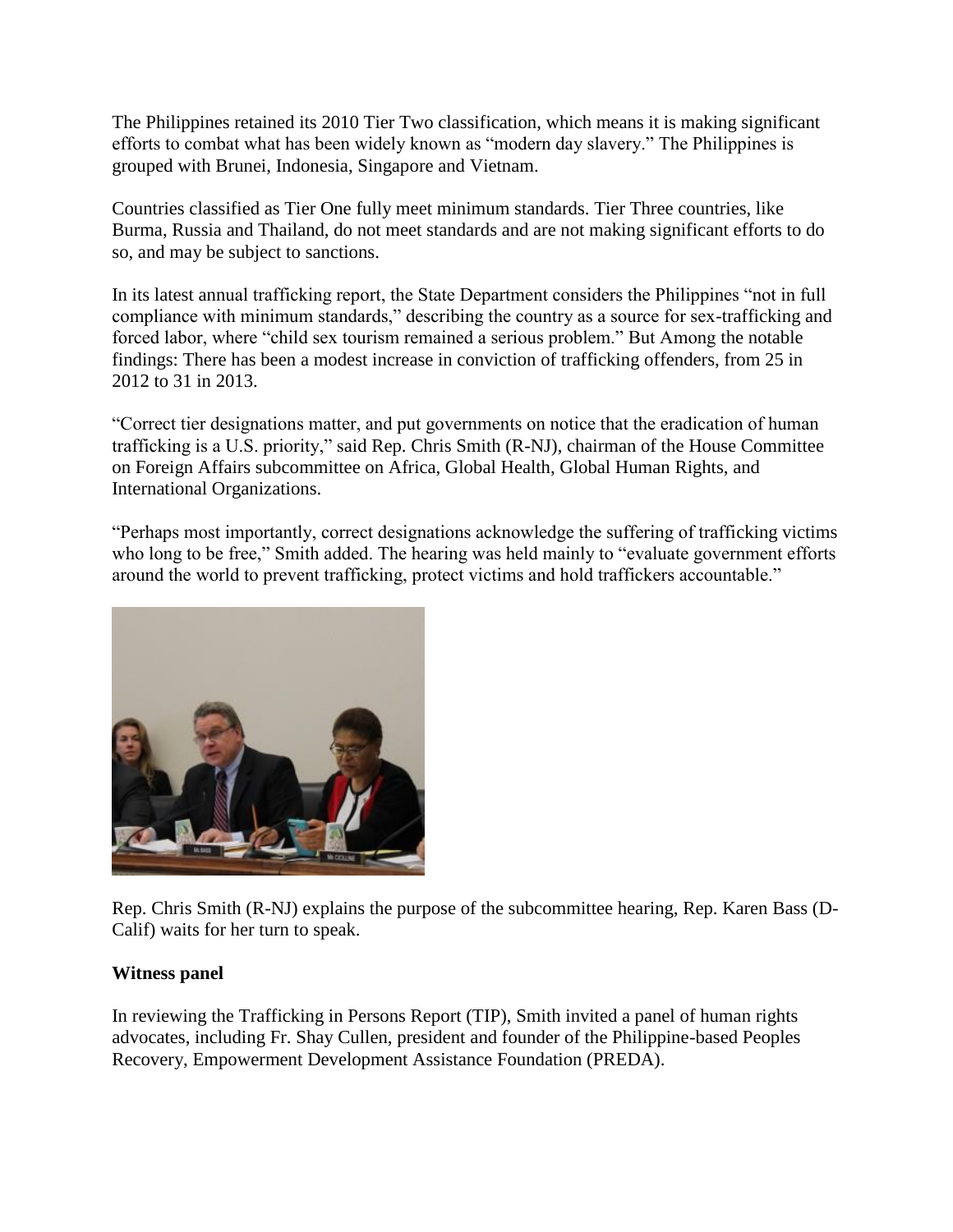The Philippines retained its 2010 Tier Two classification, which means it is making significant efforts to combat what has been widely known as "modern day slavery." The Philippines is grouped with Brunei, Indonesia, Singapore and Vietnam.

Countries classified as Tier One fully meet minimum standards. Tier Three countries, like Burma, Russia and Thailand, do not meet standards and are not making significant efforts to do so, and may be subject to sanctions.

In its latest annual trafficking report, the State Department considers the Philippines "not in full compliance with minimum standards," describing the country as a source for sex-trafficking and forced labor, where "child sex tourism remained a serious problem." But Among the notable findings: There has been a modest increase in conviction of trafficking offenders, from 25 in 2012 to 31 in 2013.

"Correct tier designations matter, and put governments on notice that the eradication of human trafficking is a U.S. priority," said Rep. Chris Smith (R-NJ), chairman of the House Committee on Foreign Affairs subcommittee on Africa, Global Health, Global Human Rights, and International Organizations.

"Perhaps most importantly, correct designations acknowledge the suffering of trafficking victims who long to be free," Smith added. The hearing was held mainly to "evaluate government efforts around the world to prevent trafficking, protect victims and hold traffickers accountable."

Rep. Chris Smith (R-NJ) explains the purpose of the subcommittee hearing, Rep. Karen Bass (D-Calif) waits for her turn to speak.

**Witness panel**

In reviewing the Trafficking in Persons Report (TIP), Smith invited a panel of human rights advocates, including Fr. Shay Cullen, president and founder of the Philippine-based Peoples Recovery, Empowerment Development Assistance Foundation (PREDA).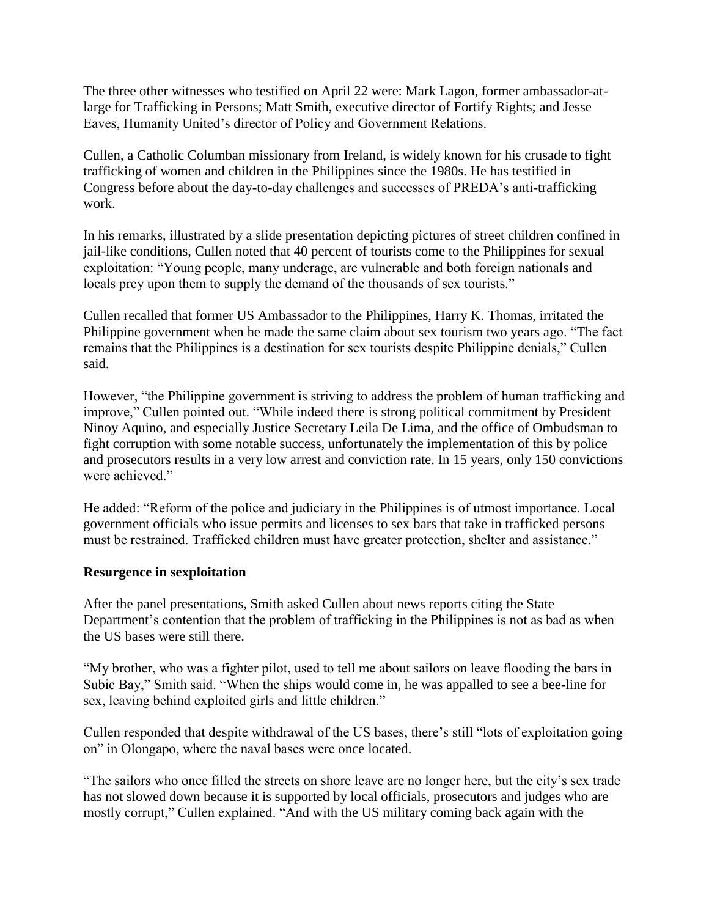The three other witnesses who testified on April 22 were: Mark Lagon, former ambassador-at-large for Trafficking in Persons; Matt Smith, executive director of Fortify Rights; and Jesse Eaves, Humanity United's director of Policy and Government Relations.

Cullen, a Catholic Columban missionary from Ireland, is widely known for his crusade to fight trafficking of women and children in the Philippines since the 1980s. He has testified in Congress before about the day-to-day challenges and successes of PREDA's anti-trafficking work.

In his remarks, illustrated by a slide presentation depicting pictures of street children confined in jail-like conditions, Cullen noted that 40 percent of tourists come to the Philippines for sexual exploitation: "Young people, many underage, are vulnerable and both foreign nationals and locals prey upon them to supply the demand of the thousands of sex tourists."

Cullen recalled that former US Ambassador to the Philippines, Harry K. Thomas, irritated the Philippine government when he made the same claim about sex tourism two years ago. "The fact remains that the Philippines is a destination for sex tourists despite Philippine denials," Cullen said.

However, "the Philippine government is striving to address the problem of human trafficking and improve," Cullen pointed out. "While indeed there is strong political commitment by President Ninoy Aquino, and especially Justice Secretary Leila De Lima, and the office of Ombudsman to fight corruption with some notable success, unfortunately the implementation of this by police and prosecutors results in a very low arrest and conviction rate. In 15 years, only 150 convictions were achieved."

He added: "Reform of the police and judiciary in the Philippines is of utmost importance. Local government officials who issue permits and licenses to sex bars that take in trafficked persons must be restrained. Trafficked children must have greater protection, shelter and assistance."

**Resurgence in sexploitation**

After the panel presentations, Smith asked Cullen about news reports citing the State Department's contention that the problem of trafficking in the Philippines is not as bad as when the US bases were still there.

"My brother, who was a fighter pilot, used to tell me about sailors on leave flooding the bars in Subic Bay," Smith said. "When the ships would come in, he was appalled to see a bee-line for sex, leaving behind exploited girls and little children."

Cullen responded that despite withdrawal of the US bases, there's still "lots of exploitation going on" in Olongapo, where the naval bases were once located.

"The sailors who once filled the streets on shore leave are no longer here, but the city's sex trade has not slowed down because it is supported by local officials, prosecutors and judges who are mostly corrupt," Cullen explained. "And with the US military coming back again with the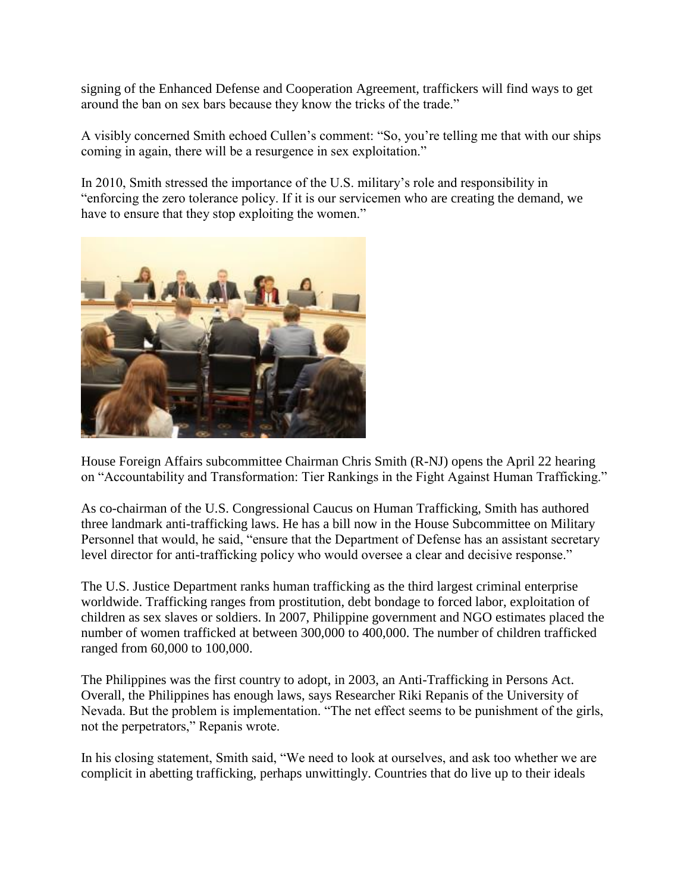signing of the Enhanced Defense and Cooperation Agreement, traffickers will find ways to get around the ban on sex bars because they know the tricks of the trade."

A visibly concerned Smith echoed Cullen's comment: "So, you're telling me that with our ships coming in again, there will be a resurgence in sex exploitation."

In 2010, Smith stressed the importance of the U.S. military's role and responsibility in "enforcing the zero tolerance policy. If it is our servicemen who are creating the demand, we have to ensure that they stop exploiting the women."

House Foreign Affairs subcommittee Chairman Chris Smith (R-NJ) opens the April 22 hearing on "Accountability and Transformation: Tier Rankings in the Fight Against Human Trafficking."

As co-chairman of the U.S. Congressional Caucus on Human Trafficking, Smith has authored three landmark anti-trafficking laws. He has a bill now in the House Subcommittee on Military Personnel that would, he said, "ensure that the Department of Defense has an assistant secretary level director for anti-trafficking policy who would oversee a clear and decisive response."

The U.S. Justice Department ranks human trafficking as the third largest criminal enterprise worldwide. Trafficking ranges from prostitution, debt bondage to forced labor, exploitation of children as sex slaves or soldiers. In 2007, Philippine government and NGO estimates placed the number of women trafficked at between 300,000 to 400,000. The number of children trafficked ranged from 60,000 to 100,000.

The Philippines was the first country to adopt, in 2003, an Anti-Trafficking in Persons Act. Overall, the Philippines has enough laws, says Researcher Riki Repanis of the University of Nevada. But the problem is implementation. "The net effect seems to be punishment of the girls, not the perpetrators," Repanis wrote.

In his closing statement, Smith said, "We need to look at ourselves, and ask too whether we are complicit in abetting trafficking, perhaps unwittingly. Countries that do live up to their ideals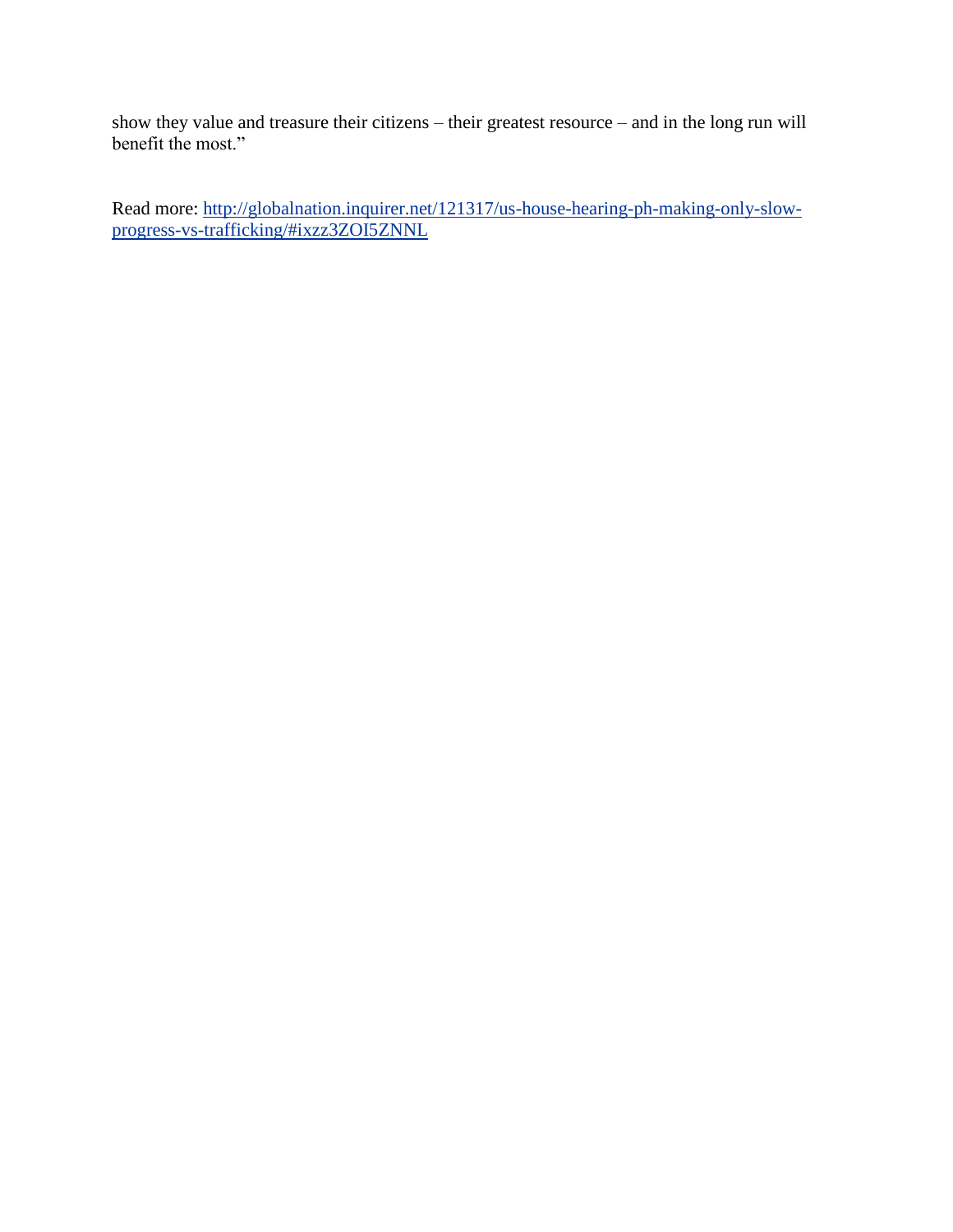show they value and treasure their citizens – their greatest resource – and in the long run will benefit the most."

Read more: [http://globalnation.inquirer.net/121317/us-house-hearing-ph-making-only-slow-progress-vs-trafficking/#ixzz3ZOI5ZNNL](http://globalnation.inquirer.net/121317/us-house-hearing-ph-making-only-slow-progress-vs-trafficking/#ixzz3ZOI5ZNNL)